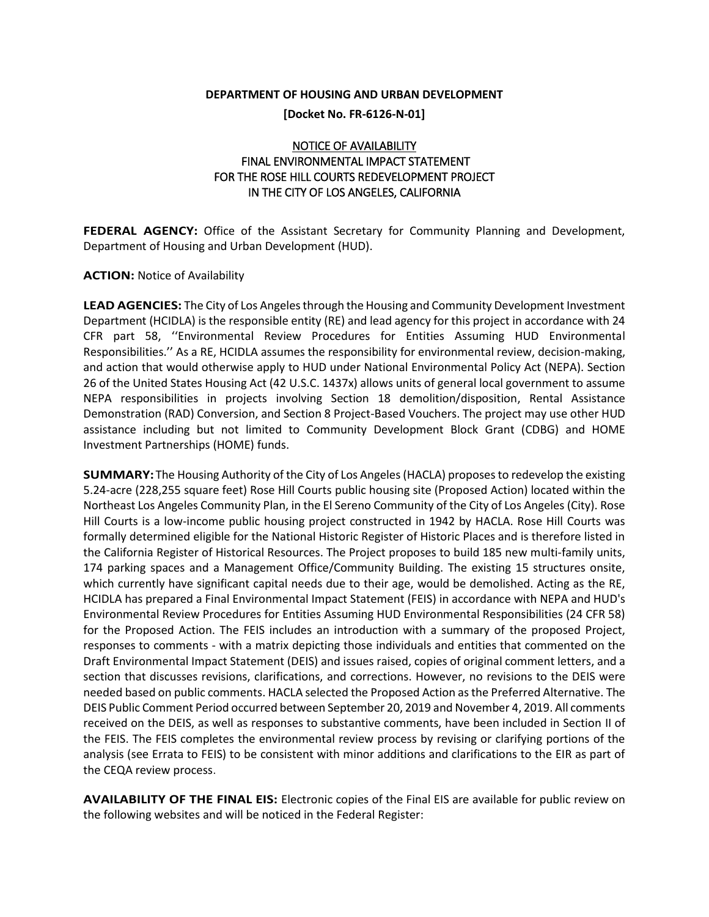**DEPARTMENT OF HOUSING AND URBAN DEVELOPMENT**

**[Docket No. FR-6126-N-01]**

NOTICE OF AVAILABILITY
FINAL ENVIRONMENTAL IMPACT STATEMENT
FOR THE ROSE HILL COURTS REDEVELOPMENT PROJECT
IN THE CITY OF LOS ANGELES, CALIFORNIA

**FEDERAL AGENCY:** Office of the Assistant Secretary for Community Planning and Development, Department of Housing and Urban Development (HUD).

**ACTION:** Notice of Availability

**LEAD AGENCIES:** The City of Los Angeles through the Housing and Community Development Investment Department (HCIDLA) is the responsible entity (RE) and lead agency for this project in accordance with 24 CFR part 58, ''Environmental Review Procedures for Entities Assuming HUD Environmental Responsibilities.'' As a RE, HCIDLA assumes the responsibility for environmental review, decision-making, and action that would otherwise apply to HUD under National Environmental Policy Act (NEPA). Section 26 of the United States Housing Act (42 U.S.C. 1437x) allows units of general local government to assume NEPA responsibilities in projects involving Section 18 demolition/disposition, Rental Assistance Demonstration (RAD) Conversion, and Section 8 Project-Based Vouchers. The project may use other HUD assistance including but not limited to Community Development Block Grant (CDBG) and HOME Investment Partnerships (HOME) funds.

**SUMMARY:** The Housing Authority of the City of Los Angeles (HACLA) proposes to redevelop the existing 5.24-acre (228,255 square feet) Rose Hill Courts public housing site (Proposed Action) located within the Northeast Los Angeles Community Plan, in the El Sereno Community of the City of Los Angeles (City). Rose Hill Courts is a low-income public housing project constructed in 1942 by HACLA. Rose Hill Courts was formally determined eligible for the National Historic Register of Historic Places and is therefore listed in the California Register of Historical Resources. The Project proposes to build 185 new multi-family units, 174 parking spaces and a Management Office/Community Building. The existing 15 structures onsite, which currently have significant capital needs due to their age, would be demolished. Acting as the RE, HCIDLA has prepared a Final Environmental Impact Statement (FEIS) in accordance with NEPA and HUD's Environmental Review Procedures for Entities Assuming HUD Environmental Responsibilities (24 CFR 58) for the Proposed Action. The FEIS includes an introduction with a summary of the proposed Project, responses to comments - with a matrix depicting those individuals and entities that commented on the Draft Environmental Impact Statement (DEIS) and issues raised, copies of original comment letters, and a section that discusses revisions, clarifications, and corrections. However, no revisions to the DEIS were needed based on public comments. HACLA selected the Proposed Action as the Preferred Alternative. The DEIS Public Comment Period occurred between September 20, 2019 and November 4, 2019. All comments received on the DEIS, as well as responses to substantive comments, have been included in Section II of the FEIS. The FEIS completes the environmental review process by revising or clarifying portions of the analysis (see Errata to FEIS) to be consistent with minor additions and clarifications to the EIR as part of the CEQA review process.

**AVAILABILITY OF THE FINAL EIS:** Electronic copies of the Final EIS are available for public review on the following websites and will be noticed in the Federal Register: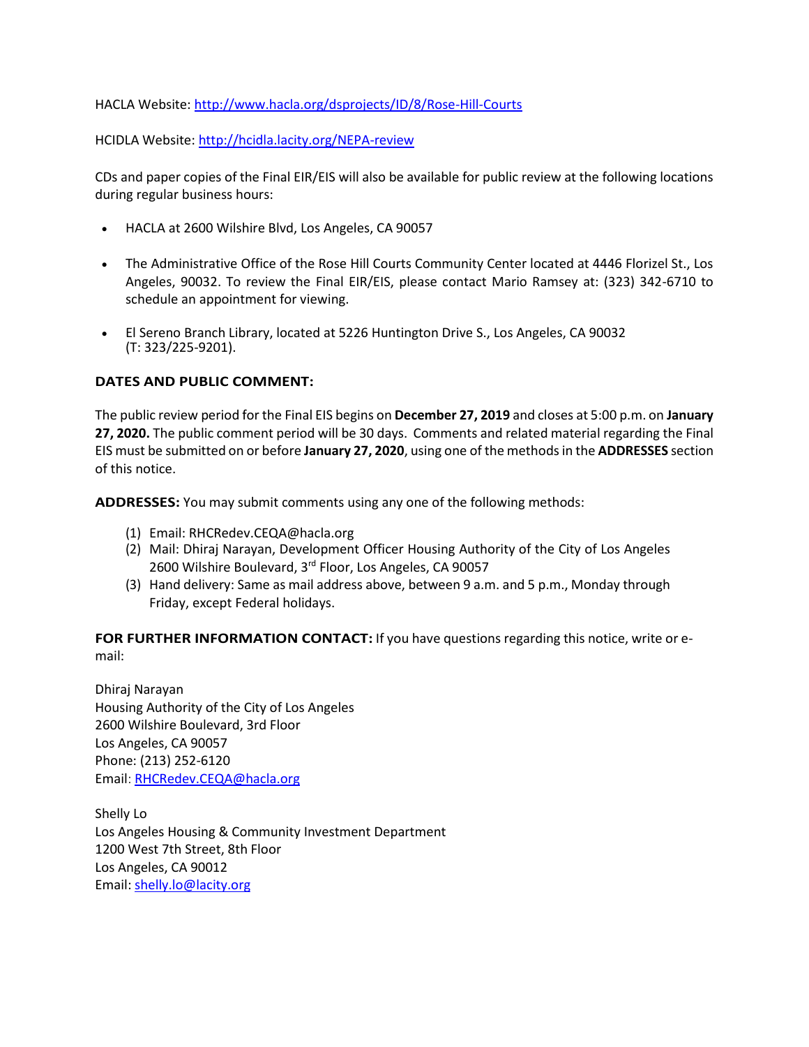HACLA Website: [http://www.hacla.org/dsprojects/ID/8/Rose-Hill-Courts](http://www.hacla.org/dsprojects/ID/8/Rose-Hill-Courts)

HCIDLA Website: [http://hcidla.lacity.org/NEPA-review](http://hcidla.lacity.org/NEPA-review)

CDs and paper copies of the Final EIR/EIS will also be available for public review at the following locations during regular business hours:

- HACLA at 2600 Wilshire Blvd, Los Angeles, CA 90057
- The Administrative Office of the Rose Hill Courts Community Center located at 4446 Florizel St., Los Angeles, 90032. To review the Final EIR/EIS, please contact Mario Ramsey at: (323) 342-6710 to schedule an appointment for viewing.
- El Sereno Branch Library, located at 5226 Huntington Drive S., Los Angeles, CA 90032 (T: 323/225-9201).

**DATES AND PUBLIC COMMENT:**

The public review period for the Final EIS begins on **December 27, 2019** and closes at 5:00 p.m. on **January 27, 2020.** The public comment period will be 30 days. Comments and related material regarding the Final EIS must be submitted on or before **January 27, 2020**, using one of the methods in the **ADDRESSES** section of this notice.

**ADDRESSES:** You may submit comments using any one of the following methods:

1. Email: RHCRedev.CEQA@hacla.org
2. Mail: Dhiraj Narayan, Development Officer Housing Authority of the City of Los Angeles 2600 Wilshire Boulevard, 3rd Floor, Los Angeles, CA 90057
3. Hand delivery: Same as mail address above, between 9 a.m. and 5 p.m., Monday through Friday, except Federal holidays.

**FOR FURTHER INFORMATION CONTACT:** If you have questions regarding this notice, write or e-mail:

Dhiraj Narayan
Housing Authority of the City of Los Angeles
2600 Wilshire Boulevard, 3rd Floor
Los Angeles, CA 90057
Phone: (213) 252-6120
Email: [RHCRedev.CEQA@hacla.org](mailto:RHCRedev.CEQA@hacla.org)

Shelly Lo
Los Angeles Housing & Community Investment Department
1200 West 7th Street, 8th Floor
Los Angeles, CA 90012
Email: [shelly.lo@lacity.org](mailto:shelly.lo@lacity.org)